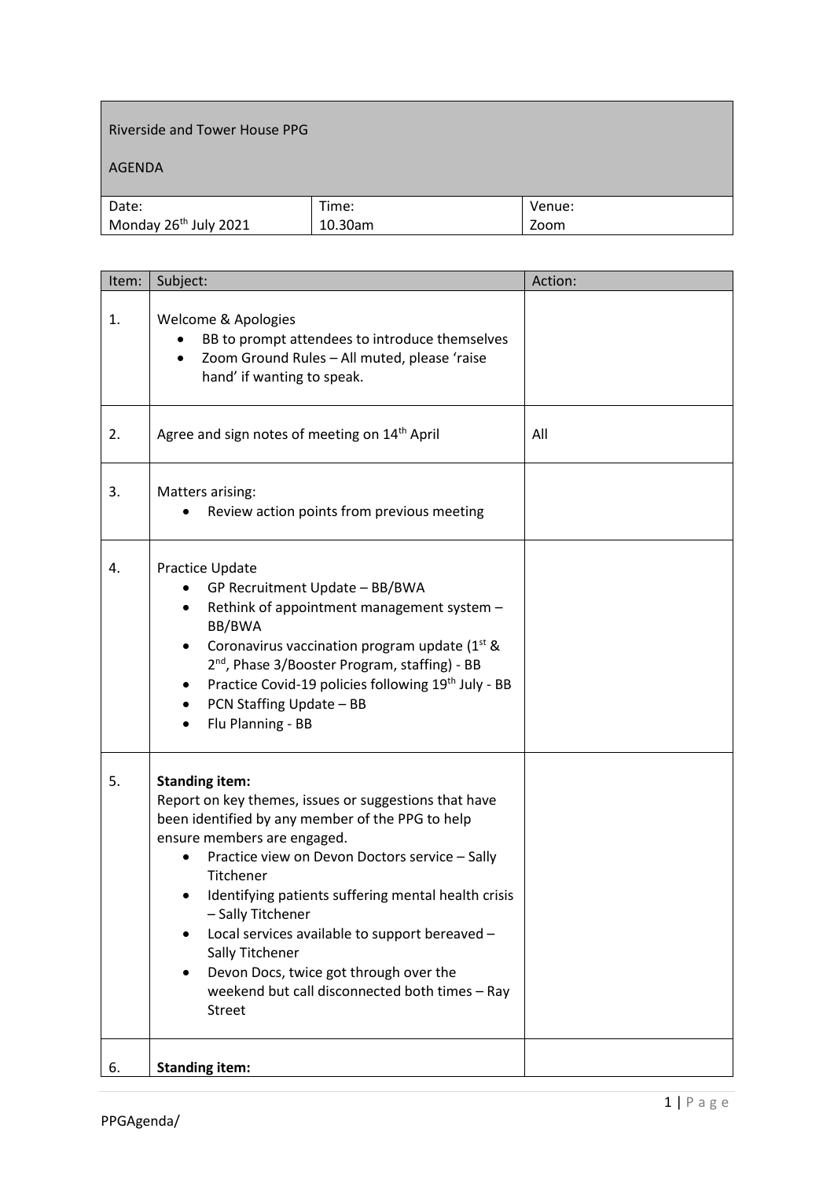| Riverside and Tower House PPG<br><br>AGENDA | | |
|---|---|---|
| Date:<br>Monday 26th July 2021 | Time:<br>10.30am | Venue:<br>Zoom |

| Item: | Subject: | Action: |
|---|---|---|
| 1. | Welcome & Apologies<br>• BB to prompt attendees to introduce themselves<br>• Zoom Ground Rules – All muted, please 'raise hand' if wanting to speak. | |
| 2. | Agree and sign notes of meeting on 14th April | All |
| 3. | Matters arising:<br>• Review action points from previous meeting | |
| 4. | Practice Update<br>• GP Recruitment Update – BB/BWA<br>• Rethink of appointment management system – BB/BWA<br>• Coronavirus vaccination program update (1st & 2nd, Phase 3/Booster Program, staffing) - BB<br>• Practice Covid-19 policies following 19th July - BB<br>• PCN Staffing Update – BB<br>• Flu Planning - BB | |
| 5. | **Standing item:**<br>Report on key themes, issues or suggestions that have been identified by any member of the PPG to help ensure members are engaged.<br>• Practice view on Devon Doctors service – Sally Titchener<br>• Identifying patients suffering mental health crisis – Sally Titchener<br>• Local services available to support bereaved – Sally Titchener<br>• Devon Docs, twice got through over the weekend but call disconnected both times – Ray Street | |
| 6. | **Standing item:** | |

PPGAgenda/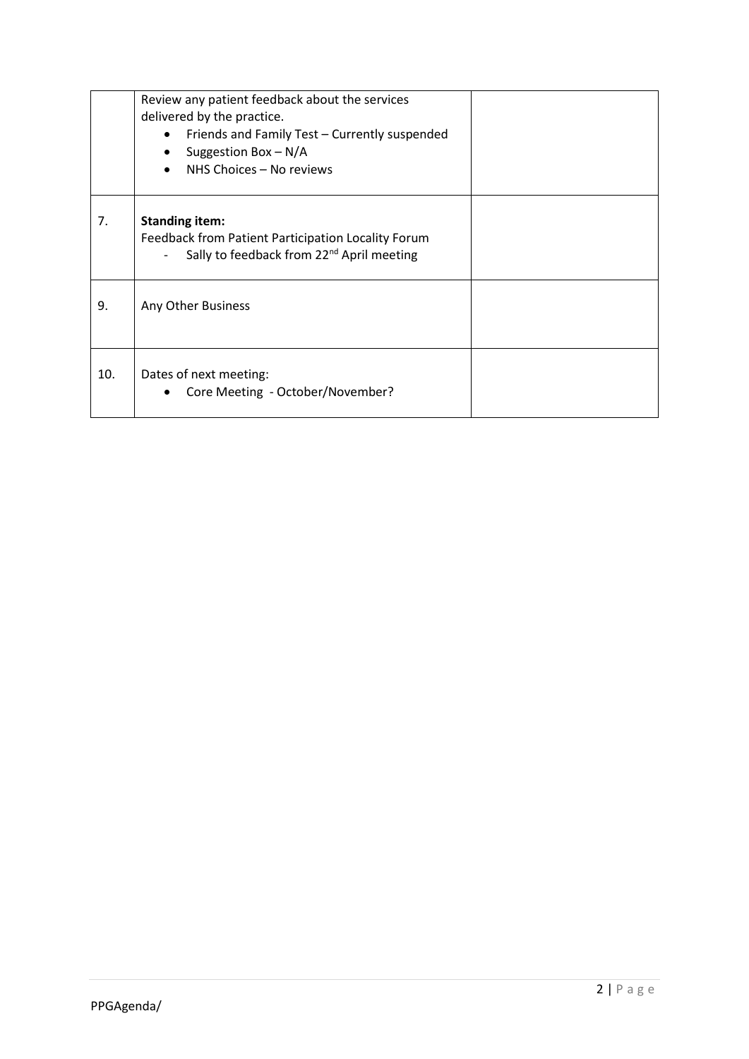| | | |
|---|---|---|
| | Review any patient feedback about the services delivered by the practice.<br>• Friends and Family Test – Currently suspended<br>• Suggestion Box – N/A<br>• NHS Choices – No reviews | |
| 7. | **Standing item:**<br>Feedback from Patient Participation Locality Forum<br>- Sally to feedback from 22nd April meeting | |
| 9. | Any Other Business | |
| 10. | Dates of next meeting:<br>• Core Meeting - October/November? | |

PPGAgenda/